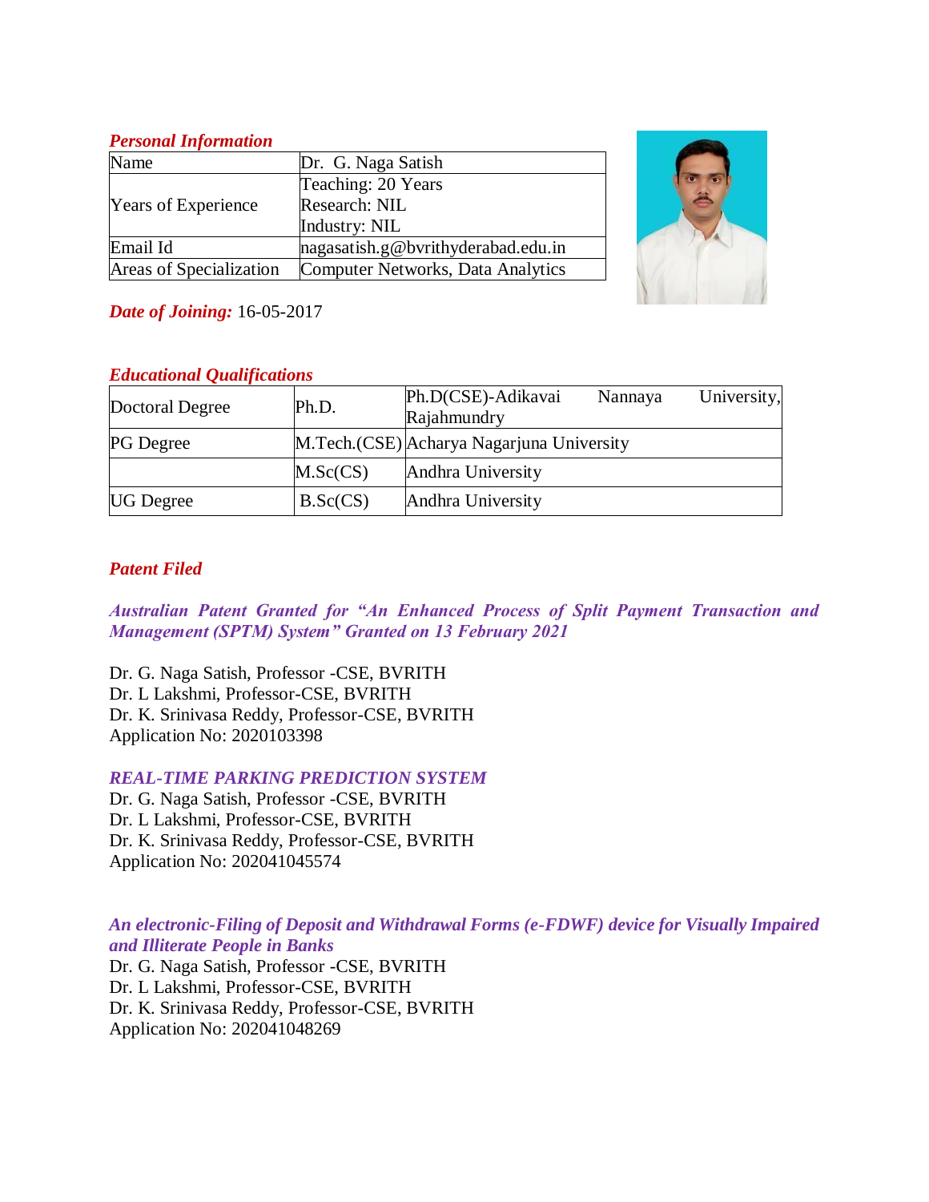### *Personal Information*

| Name | Dr. G. Naga Satish |
|---|---|
| Years of Experience | Teaching: 20 Years<br>Research: NIL<br>Industry: NIL |
| Email Id | nagasatish.g@bvrithyderabad.edu.in |
| Areas of Specialization | Computer Networks, Data Analytics |

***Date of Joining:*** 16-05-2017

### *Educational Qualifications*

| | | |
|---|---|---|
| Doctoral Degree | Ph.D. | Ph.D(CSE)-Adikavai Nannaya University, Rajahmundry |
| PG Degree | M.Tech.(CSE) | Acharya Nagarjuna University |
| | M.Sc(CS) | Andhra University |
| UG Degree | B.Sc(CS) | Andhra University |

### *Patent Filed*

***Australian Patent Granted for "An Enhanced Process of Split Payment Transaction and Management (SPTM) System" Granted on 13 February 2021***

Dr. G. Naga Satish, Professor -CSE, BVRITH
Dr. L Lakshmi, Professor-CSE, BVRITH
Dr. K. Srinivasa Reddy, Professor-CSE, BVRITH
Application No: 2020103398

***REAL-TIME PARKING PREDICTION SYSTEM***

Dr. G. Naga Satish, Professor -CSE, BVRITH
Dr. L Lakshmi, Professor-CSE, BVRITH
Dr. K. Srinivasa Reddy, Professor-CSE, BVRITH
Application No: 202041045574

***An electronic-Filing of Deposit and Withdrawal Forms (e-FDWF) device for Visually Impaired and Illiterate People in Banks***

Dr. G. Naga Satish, Professor -CSE, BVRITH
Dr. L Lakshmi, Professor-CSE, BVRITH
Dr. K. Srinivasa Reddy, Professor-CSE, BVRITH
Application No: 202041048269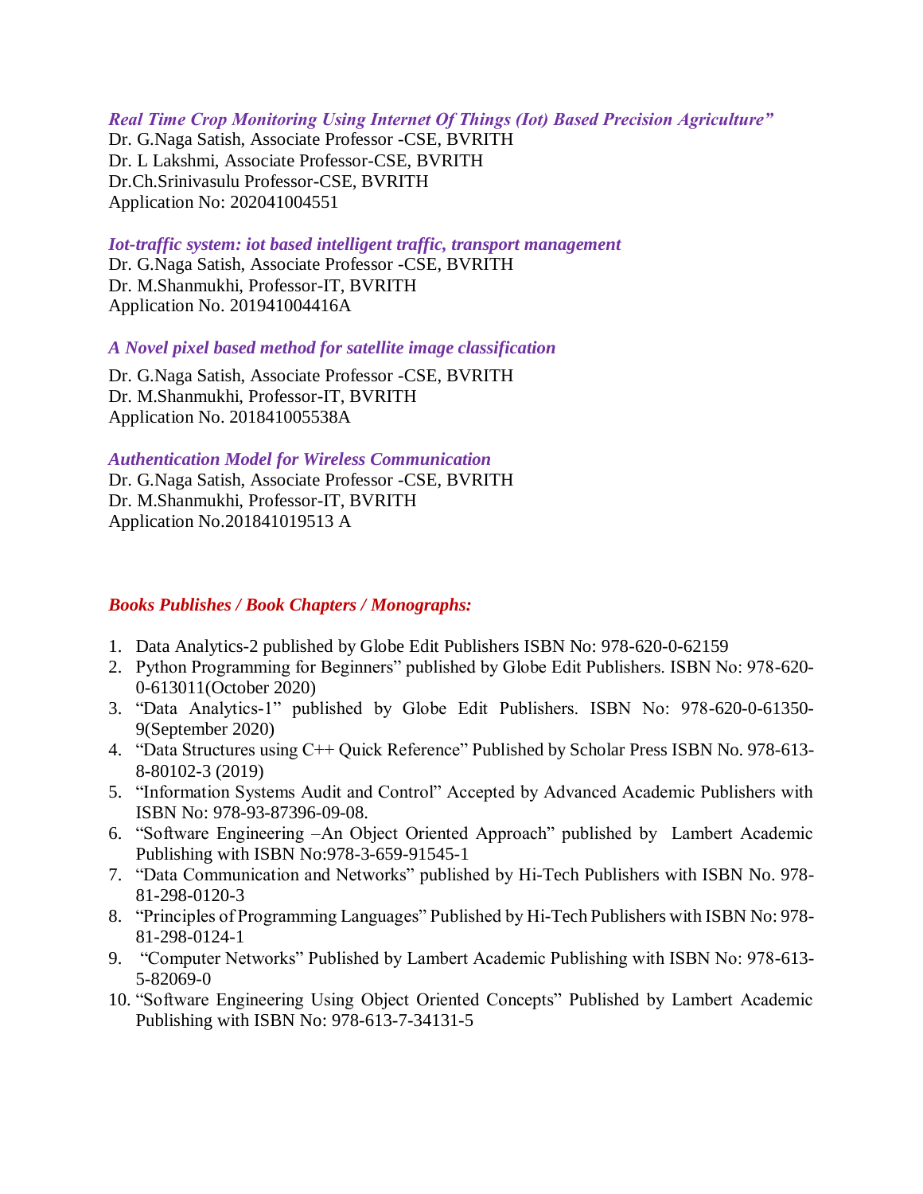*Real Time Crop Monitoring Using Internet Of Things (Iot) Based Precision Agriculture"*

Dr. G.Naga Satish, Associate Professor -CSE, BVRITH
Dr. L Lakshmi, Associate Professor-CSE, BVRITH
Dr.Ch.Srinivasulu Professor-CSE, BVRITH
Application No: 202041004551

*Iot-traffic system: iot based intelligent traffic, transport management*

Dr. G.Naga Satish, Associate Professor -CSE, BVRITH
Dr. M.Shanmukhi, Professor-IT, BVRITH
Application No. 201941004416A

*A Novel pixel based method for satellite image classification*

Dr. G.Naga Satish, Associate Professor -CSE, BVRITH
Dr. M.Shanmukhi, Professor-IT, BVRITH
Application No. 201841005538A

*Authentication Model for Wireless Communication*

Dr. G.Naga Satish, Associate Professor -CSE, BVRITH
Dr. M.Shanmukhi, Professor-IT, BVRITH
Application No.201841019513 A

***Books Publishes / Book Chapters / Monographs:***

1. Data Analytics-2 published by Globe Edit Publishers ISBN No: 978-620-0-62159
2. Python Programming for Beginners" published by Globe Edit Publishers. ISBN No: 978-620-0-613011(October 2020)
3. "Data Analytics-1" published by Globe Edit Publishers. ISBN No: 978-620-0-61350-9(September 2020)
4. "Data Structures using C++ Quick Reference" Published by Scholar Press ISBN No. 978-613-8-80102-3 (2019)
5. "Information Systems Audit and Control" Accepted by Advanced Academic Publishers with ISBN No: 978-93-87396-09-08.
6. "Software Engineering –An Object Oriented Approach" published by Lambert Academic Publishing with ISBN No:978-3-659-91545-1
7. "Data Communication and Networks" published by Hi-Tech Publishers with ISBN No. 978-81-298-0120-3
8. "Principles of Programming Languages" Published by Hi-Tech Publishers with ISBN No: 978-81-298-0124-1
9. "Computer Networks" Published by Lambert Academic Publishing with ISBN No: 978-613-5-82069-0
10. "Software Engineering Using Object Oriented Concepts" Published by Lambert Academic Publishing with ISBN No: 978-613-7-34131-5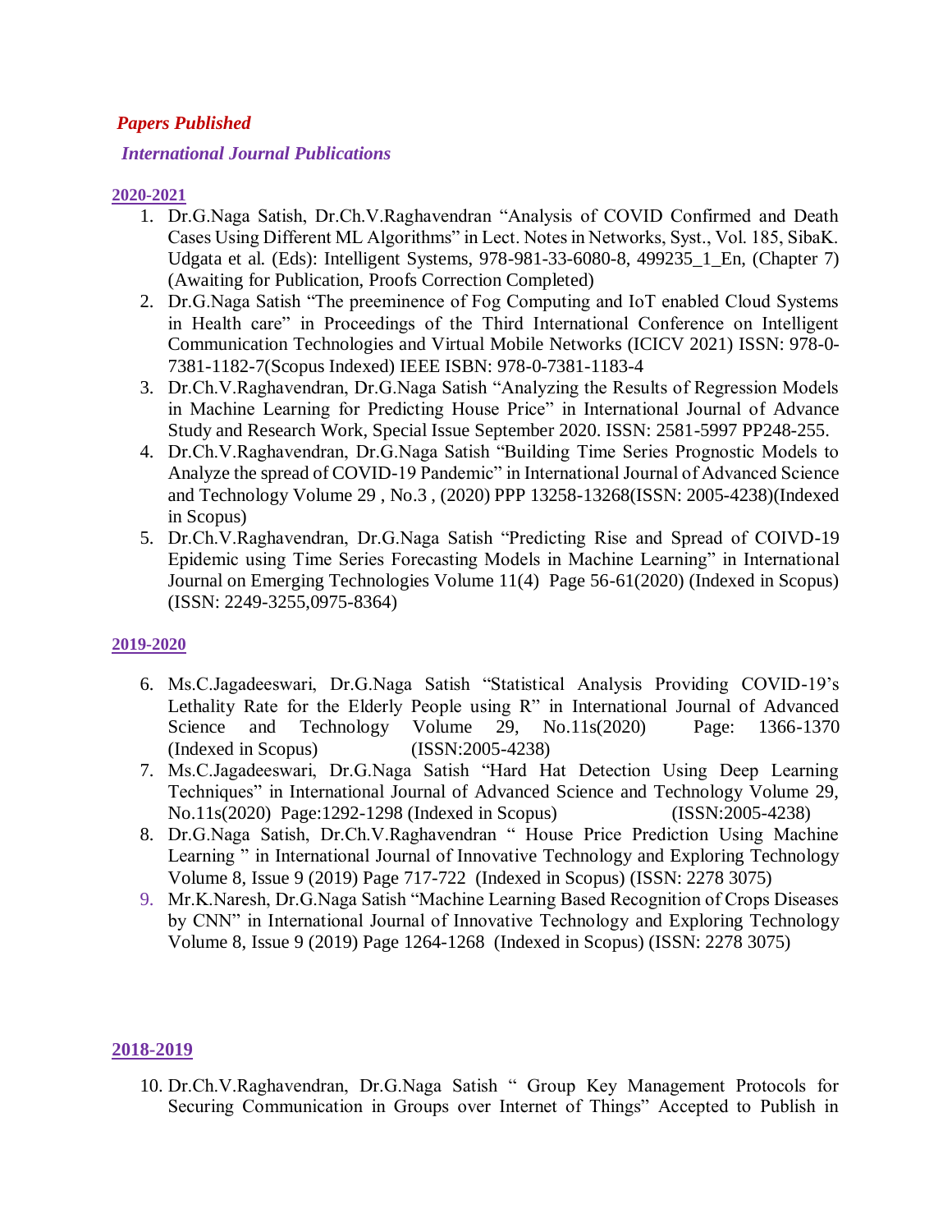***Papers Published***

***International Journal Publications***

**2020-2021**

1. Dr.G.Naga Satish, Dr.Ch.V.Raghavendran "Analysis of COVID Confirmed and Death Cases Using Different ML Algorithms" in Lect. Notes in Networks, Syst., Vol. 185, SibaK. Udgata et al. (Eds): Intelligent Systems, 978-981-33-6080-8, 499235_1_En, (Chapter 7) (Awaiting for Publication, Proofs Correction Completed)
2. Dr.G.Naga Satish "The preeminence of Fog Computing and IoT enabled Cloud Systems in Health care" in Proceedings of the Third International Conference on Intelligent Communication Technologies and Virtual Mobile Networks (ICICV 2021) ISSN: 978-0-7381-1182-7(Scopus Indexed) IEEE ISBN: 978-0-7381-1183-4
3. Dr.Ch.V.Raghavendran, Dr.G.Naga Satish "Analyzing the Results of Regression Models in Machine Learning for Predicting House Price" in International Journal of Advance Study and Research Work, Special Issue September 2020. ISSN: 2581-5997 PP248-255.
4. Dr.Ch.V.Raghavendran, Dr.G.Naga Satish "Building Time Series Prognostic Models to Analyze the spread of COVID-19 Pandemic" in International Journal of Advanced Science and Technology Volume 29 , No.3 , (2020) PPP 13258-13268(ISSN: 2005-4238)(Indexed in Scopus)
5. Dr.Ch.V.Raghavendran, Dr.G.Naga Satish "Predicting Rise and Spread of COIVD-19 Epidemic using Time Series Forecasting Models in Machine Learning" in International Journal on Emerging Technologies Volume 11(4) Page 56-61(2020) (Indexed in Scopus) (ISSN: 2249-3255,0975-8364)

**2019-2020**

6. Ms.C.Jagadeeswari, Dr.G.Naga Satish "Statistical Analysis Providing COVID-19's Lethality Rate for the Elderly People using R" in International Journal of Advanced Science and Technology Volume 29, No.11s(2020) Page: 1366-1370 (Indexed in Scopus) (ISSN:2005-4238)
7. Ms.C.Jagadeeswari, Dr.G.Naga Satish "Hard Hat Detection Using Deep Learning Techniques" in International Journal of Advanced Science and Technology Volume 29, No.11s(2020) Page:1292-1298 (Indexed in Scopus) (ISSN:2005-4238)
8. Dr.G.Naga Satish, Dr.Ch.V.Raghavendran " House Price Prediction Using Machine Learning " in International Journal of Innovative Technology and Exploring Technology Volume 8, Issue 9 (2019) Page 717-722 (Indexed in Scopus) (ISSN: 2278 3075)
9. Mr.K.Naresh, Dr.G.Naga Satish "Machine Learning Based Recognition of Crops Diseases by CNN" in International Journal of Innovative Technology and Exploring Technology Volume 8, Issue 9 (2019) Page 1264-1268 (Indexed in Scopus) (ISSN: 2278 3075)

**2018-2019**

10. Dr.Ch.V.Raghavendran, Dr.G.Naga Satish " Group Key Management Protocols for Securing Communication in Groups over Internet of Things" Accepted to Publish in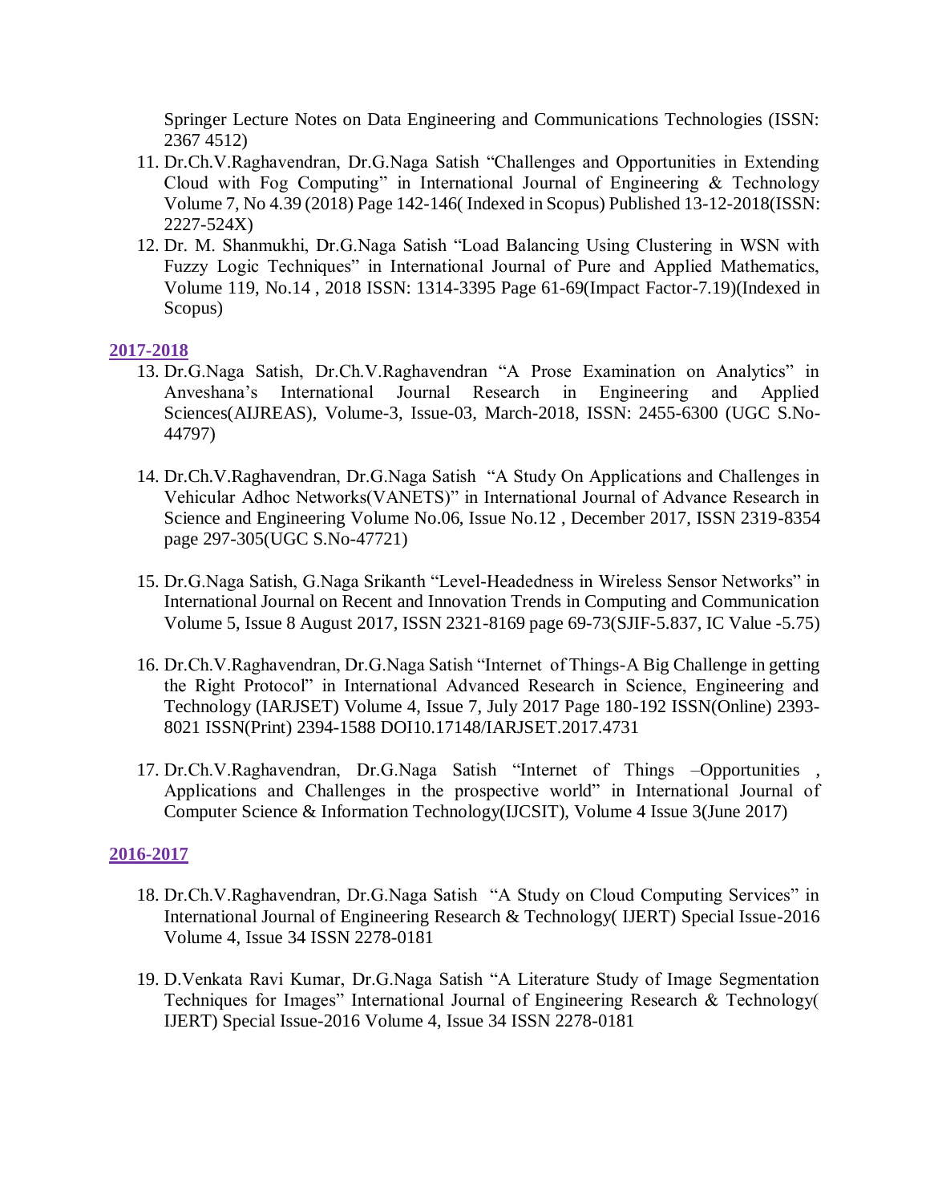Springer Lecture Notes on Data Engineering and Communications Technologies (ISSN: 2367 4512)

11. Dr.Ch.V.Raghavendran, Dr.G.Naga Satish "Challenges and Opportunities in Extending Cloud with Fog Computing" in International Journal of Engineering & Technology Volume 7, No 4.39 (2018) Page 142-146( Indexed in Scopus) Published 13-12-2018(ISSN: 2227-524X)
12. Dr. M. Shanmukhi, Dr.G.Naga Satish "Load Balancing Using Clustering in WSN with Fuzzy Logic Techniques" in International Journal of Pure and Applied Mathematics, Volume 119, No.14 , 2018 ISSN: 1314-3395 Page 61-69(Impact Factor-7.19)(Indexed in Scopus)

**2017-2018**

13. Dr.G.Naga Satish, Dr.Ch.V.Raghavendran "A Prose Examination on Analytics" in Anveshana's International Journal Research in Engineering and Applied Sciences(AIJREAS), Volume-3, Issue-03, March-2018, ISSN: 2455-6300 (UGC S.No-44797)

14. Dr.Ch.V.Raghavendran, Dr.G.Naga Satish "A Study On Applications and Challenges in Vehicular Adhoc Networks(VANETS)" in International Journal of Advance Research in Science and Engineering Volume No.06, Issue No.12 , December 2017, ISSN 2319-8354 page 297-305(UGC S.No-47721)

15. Dr.G.Naga Satish, G.Naga Srikanth "Level-Headedness in Wireless Sensor Networks" in International Journal on Recent and Innovation Trends in Computing and Communication Volume 5, Issue 8 August 2017, ISSN 2321-8169 page 69-73(SJIF-5.837, IC Value -5.75)

16. Dr.Ch.V.Raghavendran, Dr.G.Naga Satish "Internet of Things-A Big Challenge in getting the Right Protocol" in International Advanced Research in Science, Engineering and Technology (IARJSET) Volume 4, Issue 7, July 2017 Page 180-192 ISSN(Online) 2393-8021 ISSN(Print) 2394-1588 DOI10.17148/IARJSET.2017.4731

17. Dr.Ch.V.Raghavendran, Dr.G.Naga Satish "Internet of Things –Opportunities , Applications and Challenges in the prospective world" in International Journal of Computer Science & Information Technology(IJCSIT), Volume 4 Issue 3(June 2017)

**2016-2017**

18. Dr.Ch.V.Raghavendran, Dr.G.Naga Satish "A Study on Cloud Computing Services" in International Journal of Engineering Research & Technology( IJERT) Special Issue-2016 Volume 4, Issue 34 ISSN 2278-0181

19. D.Venkata Ravi Kumar, Dr.G.Naga Satish "A Literature Study of Image Segmentation Techniques for Images" International Journal of Engineering Research & Technology( IJERT) Special Issue-2016 Volume 4, Issue 34 ISSN 2278-0181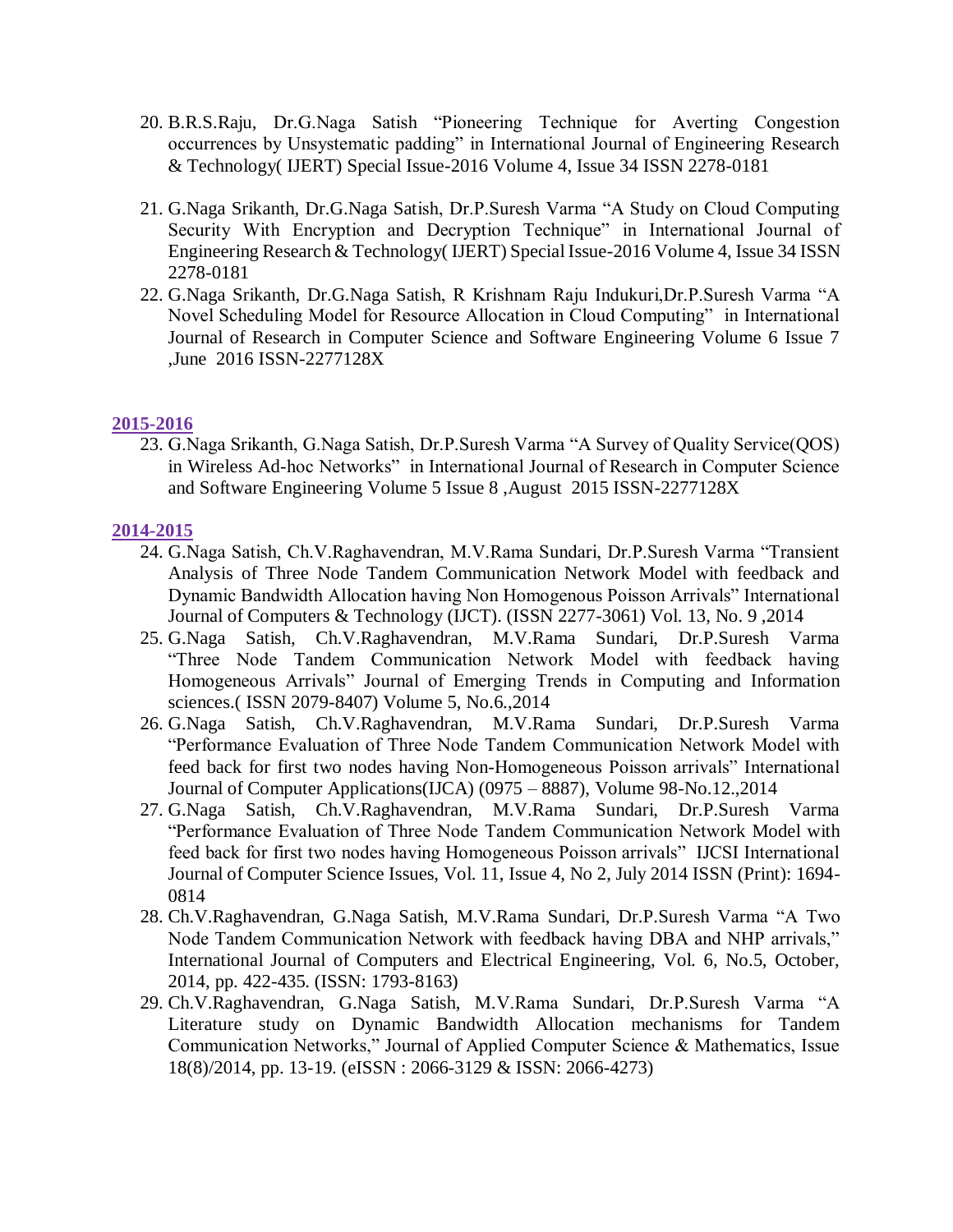20. B.R.S.Raju, Dr.G.Naga Satish "Pioneering Technique for Averting Congestion occurrences by Unsystematic padding" in International Journal of Engineering Research & Technology( IJERT) Special Issue-2016 Volume 4, Issue 34 ISSN 2278-0181

21. G.Naga Srikanth, Dr.G.Naga Satish, Dr.P.Suresh Varma "A Study on Cloud Computing Security With Encryption and Decryption Technique" in International Journal of Engineering Research & Technology( IJERT) Special Issue-2016 Volume 4, Issue 34 ISSN 2278-0181
22. G.Naga Srikanth, Dr.G.Naga Satish, R Krishnam Raju Indukuri,Dr.P.Suresh Varma "A Novel Scheduling Model for Resource Allocation in Cloud Computing" in International Journal of Research in Computer Science and Software Engineering Volume 6 Issue 7 ,June 2016 ISSN-2277128X

**2015-2016**

23. G.Naga Srikanth, G.Naga Satish, Dr.P.Suresh Varma "A Survey of Quality Service(QOS) in Wireless Ad-hoc Networks" in International Journal of Research in Computer Science and Software Engineering Volume 5 Issue 8 ,August 2015 ISSN-2277128X

**2014-2015**

24. G.Naga Satish, Ch.V.Raghavendran, M.V.Rama Sundari, Dr.P.Suresh Varma "Transient Analysis of Three Node Tandem Communication Network Model with feedback and Dynamic Bandwidth Allocation having Non Homogenous Poisson Arrivals" International Journal of Computers & Technology (IJCT). (ISSN 2277-3061) Vol. 13, No. 9 ,2014
25. G.Naga Satish, Ch.V.Raghavendran, M.V.Rama Sundari, Dr.P.Suresh Varma "Three Node Tandem Communication Network Model with feedback having Homogeneous Arrivals" Journal of Emerging Trends in Computing and Information sciences.( ISSN 2079-8407) Volume 5, No.6.,2014
26. G.Naga Satish, Ch.V.Raghavendran, M.V.Rama Sundari, Dr.P.Suresh Varma "Performance Evaluation of Three Node Tandem Communication Network Model with feed back for first two nodes having Non-Homogeneous Poisson arrivals" International Journal of Computer Applications(IJCA) (0975 – 8887), Volume 98-No.12.,2014
27. G.Naga Satish, Ch.V.Raghavendran, M.V.Rama Sundari, Dr.P.Suresh Varma "Performance Evaluation of Three Node Tandem Communication Network Model with feed back for first two nodes having Homogeneous Poisson arrivals" IJCSI International Journal of Computer Science Issues, Vol. 11, Issue 4, No 2, July 2014 ISSN (Print): 1694-0814
28. Ch.V.Raghavendran, G.Naga Satish, M.V.Rama Sundari, Dr.P.Suresh Varma "A Two Node Tandem Communication Network with feedback having DBA and NHP arrivals," International Journal of Computers and Electrical Engineering, Vol. 6, No.5, October, 2014, pp. 422-435. (ISSN: 1793-8163)
29. Ch.V.Raghavendran, G.Naga Satish, M.V.Rama Sundari, Dr.P.Suresh Varma "A Literature study on Dynamic Bandwidth Allocation mechanisms for Tandem Communication Networks," Journal of Applied Computer Science & Mathematics, Issue 18(8)/2014, pp. 13-19. (eISSN : 2066-3129 & ISSN: 2066-4273)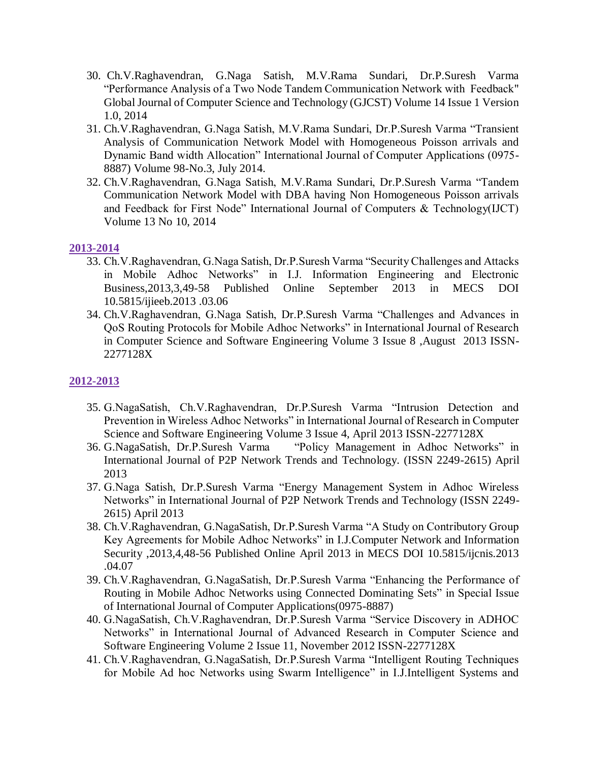30. Ch.V.Raghavendran, G.Naga Satish, M.V.Rama Sundari, Dr.P.Suresh Varma “Performance Analysis of a Two Node Tandem Communication Network with Feedback" Global Journal of Computer Science and Technology (GJCST) Volume 14 Issue 1 Version 1.0, 2014
31. Ch.V.Raghavendran, G.Naga Satish, M.V.Rama Sundari, Dr.P.Suresh Varma “Transient Analysis of Communication Network Model with Homogeneous Poisson arrivals and Dynamic Band width Allocation” International Journal of Computer Applications (0975-8887) Volume 98-No.3, July 2014.
32. Ch.V.Raghavendran, G.Naga Satish, M.V.Rama Sundari, Dr.P.Suresh Varma “Tandem Communication Network Model with DBA having Non Homogeneous Poisson arrivals and Feedback for First Node” International Journal of Computers & Technology(IJCT) Volume 13 No 10, 2014

**2013-2014**

33. Ch.V.Raghavendran, G.Naga Satish, Dr.P.Suresh Varma “Security Challenges and Attacks in Mobile Adhoc Networks” in I.J. Information Engineering and Electronic Business,2013,3,49-58 Published Online September 2013 in MECS DOI 10.5815/ijieeb.2013 .03.06
34. Ch.V.Raghavendran, G.Naga Satish, Dr.P.Suresh Varma “Challenges and Advances in QoS Routing Protocols for Mobile Adhoc Networks” in International Journal of Research in Computer Science and Software Engineering Volume 3 Issue 8 ,August 2013 ISSN-2277128X

**2012-2013**

35. G.NagaSatish, Ch.V.Raghavendran, Dr.P.Suresh Varma “Intrusion Detection and Prevention in Wireless Adhoc Networks” in International Journal of Research in Computer Science and Software Engineering Volume 3 Issue 4, April 2013 ISSN-2277128X
36. G.NagaSatish, Dr.P.Suresh Varma “Policy Management in Adhoc Networks” in International Journal of P2P Network Trends and Technology. (ISSN 2249-2615) April 2013
37. G.Naga Satish, Dr.P.Suresh Varma “Energy Management System in Adhoc Wireless Networks” in International Journal of P2P Network Trends and Technology (ISSN 2249-2615) April 2013
38. Ch.V.Raghavendran, G.NagaSatish, Dr.P.Suresh Varma “A Study on Contributory Group Key Agreements for Mobile Adhoc Networks” in I.J.Computer Network and Information Security ,2013,4,48-56 Published Online April 2013 in MECS DOI 10.5815/ijcnis.2013 .04.07
39. Ch.V.Raghavendran, G.NagaSatish, Dr.P.Suresh Varma “Enhancing the Performance of Routing in Mobile Adhoc Networks using Connected Dominating Sets” in Special Issue of International Journal of Computer Applications(0975-8887)
40. G.NagaSatish, Ch.V.Raghavendran, Dr.P.Suresh Varma “Service Discovery in ADHOC Networks” in International Journal of Advanced Research in Computer Science and Software Engineering Volume 2 Issue 11, November 2012 ISSN-2277128X
41. Ch.V.Raghavendran, G.NagaSatish, Dr.P.Suresh Varma “Intelligent Routing Techniques for Mobile Ad hoc Networks using Swarm Intelligence” in I.J.Intelligent Systems and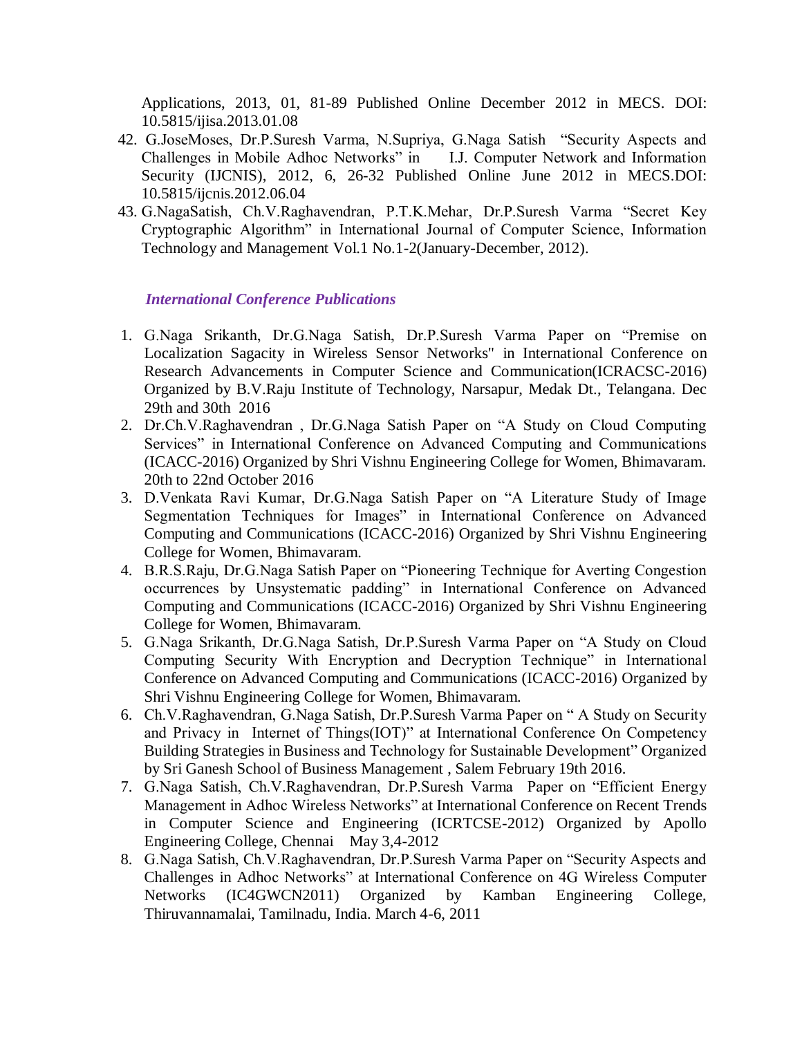Applications, 2013, 01, 81-89 Published Online December 2012 in MECS. DOI: 10.5815/ijisa.2013.01.08

42. G.JoseMoses, Dr.P.Suresh Varma, N.Supriya, G.Naga Satish "Security Aspects and Challenges in Mobile Adhoc Networks" in I.J. Computer Network and Information Security (IJCNIS), 2012, 6, 26-32 Published Online June 2012 in MECS.DOI: 10.5815/ijcnis.2012.06.04
43. G.NagaSatish, Ch.V.Raghavendran, P.T.K.Mehar, Dr.P.Suresh Varma "Secret Key Cryptographic Algorithm" in International Journal of Computer Science, Information Technology and Management Vol.1 No.1-2(January-December, 2012).

### *International Conference Publications*

1. G.Naga Srikanth, Dr.G.Naga Satish, Dr.P.Suresh Varma Paper on "Premise on Localization Sagacity in Wireless Sensor Networks" in International Conference on Research Advancements in Computer Science and Communication(ICRACSC-2016) Organized by B.V.Raju Institute of Technology, Narsapur, Medak Dt., Telangana. Dec 29th and 30th 2016
2. Dr.Ch.V.Raghavendran , Dr.G.Naga Satish Paper on "A Study on Cloud Computing Services" in International Conference on Advanced Computing and Communications (ICACC-2016) Organized by Shri Vishnu Engineering College for Women, Bhimavaram. 20th to 22nd October 2016
3. D.Venkata Ravi Kumar, Dr.G.Naga Satish Paper on "A Literature Study of Image Segmentation Techniques for Images" in International Conference on Advanced Computing and Communications (ICACC-2016) Organized by Shri Vishnu Engineering College for Women, Bhimavaram.
4. B.R.S.Raju, Dr.G.Naga Satish Paper on "Pioneering Technique for Averting Congestion occurrences by Unsystematic padding" in International Conference on Advanced Computing and Communications (ICACC-2016) Organized by Shri Vishnu Engineering College for Women, Bhimavaram.
5. G.Naga Srikanth, Dr.G.Naga Satish, Dr.P.Suresh Varma Paper on "A Study on Cloud Computing Security With Encryption and Decryption Technique" in International Conference on Advanced Computing and Communications (ICACC-2016) Organized by Shri Vishnu Engineering College for Women, Bhimavaram.
6. Ch.V.Raghavendran, G.Naga Satish, Dr.P.Suresh Varma Paper on " A Study on Security and Privacy in Internet of Things(IOT)" at International Conference On Competency Building Strategies in Business and Technology for Sustainable Development" Organized by Sri Ganesh School of Business Management , Salem February 19th 2016.
7. G.Naga Satish, Ch.V.Raghavendran, Dr.P.Suresh Varma Paper on "Efficient Energy Management in Adhoc Wireless Networks" at International Conference on Recent Trends in Computer Science and Engineering (ICRTCSE-2012) Organized by Apollo Engineering College, Chennai May 3,4-2012
8. G.Naga Satish, Ch.V.Raghavendran, Dr.P.Suresh Varma Paper on "Security Aspects and Challenges in Adhoc Networks" at International Conference on 4G Wireless Computer Networks (IC4GWCN2011) Organized by Kamban Engineering College, Thiruvannamalai, Tamilnadu, India. March 4-6, 2011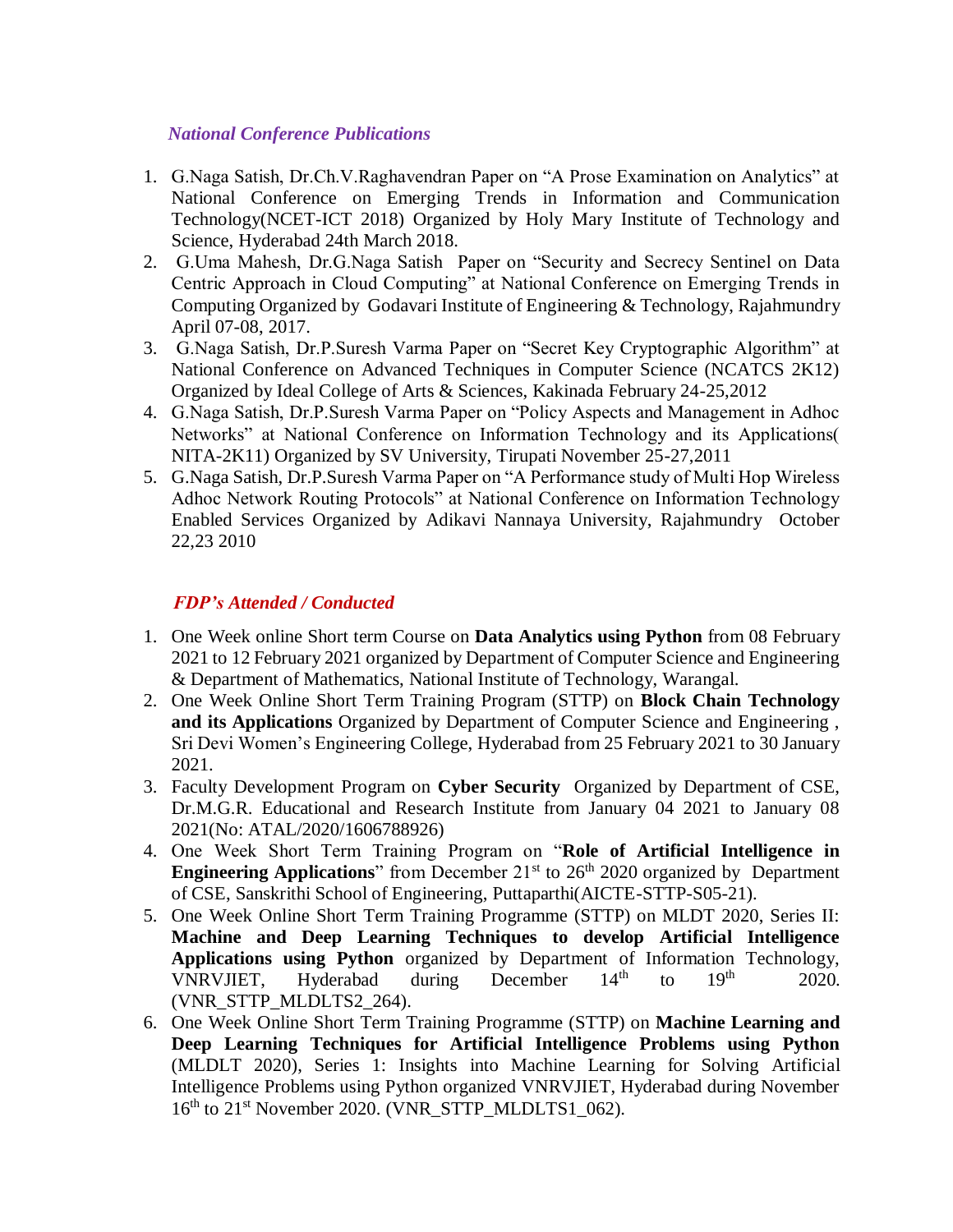### *National Conference Publications*

1. G.Naga Satish, Dr.Ch.V.Raghavendran Paper on "A Prose Examination on Analytics" at National Conference on Emerging Trends in Information and Communication Technology(NCET-ICT 2018) Organized by Holy Mary Institute of Technology and Science, Hyderabad 24th March 2018.
2. G.Uma Mahesh, Dr.G.Naga Satish Paper on "Security and Secrecy Sentinel on Data Centric Approach in Cloud Computing" at National Conference on Emerging Trends in Computing Organized by Godavari Institute of Engineering & Technology, Rajahmundry April 07-08, 2017.
3. G.Naga Satish, Dr.P.Suresh Varma Paper on "Secret Key Cryptographic Algorithm" at National Conference on Advanced Techniques in Computer Science (NCATCS 2K12) Organized by Ideal College of Arts & Sciences, Kakinada February 24-25,2012
4. G.Naga Satish, Dr.P.Suresh Varma Paper on "Policy Aspects and Management in Adhoc Networks" at National Conference on Information Technology and its Applications( NITA-2K11) Organized by SV University, Tirupati November 25-27,2011
5. G.Naga Satish, Dr.P.Suresh Varma Paper on "A Performance study of Multi Hop Wireless Adhoc Network Routing Protocols" at National Conference on Information Technology Enabled Services Organized by Adikavi Nannaya University, Rajahmundry October 22,23 2010

### *FDP's Attended / Conducted*

1. One Week online Short term Course on **Data Analytics using Python** from 08 February 2021 to 12 February 2021 organized by Department of Computer Science and Engineering & Department of Mathematics, National Institute of Technology, Warangal.
2. One Week Online Short Term Training Program (STTP) on **Block Chain Technology and its Applications** Organized by Department of Computer Science and Engineering , Sri Devi Women's Engineering College, Hyderabad from 25 February 2021 to 30 January 2021.
3. Faculty Development Program on **Cyber Security** Organized by Department of CSE, Dr.M.G.R. Educational and Research Institute from January 04 2021 to January 08 2021(No: ATAL/2020/1606788926)
4. One Week Short Term Training Program on "**Role of Artificial Intelligence in Engineering Applications**" from December 21st to 26th 2020 organized by Department of CSE, Sanskrithi School of Engineering, Puttaparthi(AICTE-STTP-S05-21).
5. One Week Online Short Term Training Programme (STTP) on MLDT 2020, Series II: **Machine and Deep Learning Techniques to develop Artificial Intelligence Applications using Python** organized by Department of Information Technology, VNRVJIET, Hyderabad during December 14th to 19th 2020. (VNR_STTP_MLDLTS2_264).
6. One Week Online Short Term Training Programme (STTP) on **Machine Learning and Deep Learning Techniques for Artificial Intelligence Problems using Python** (MLDLT 2020), Series 1: Insights into Machine Learning for Solving Artificial Intelligence Problems using Python organized VNRVJIET, Hyderabad during November 16th to 21st November 2020. (VNR_STTP_MLDLTS1_062).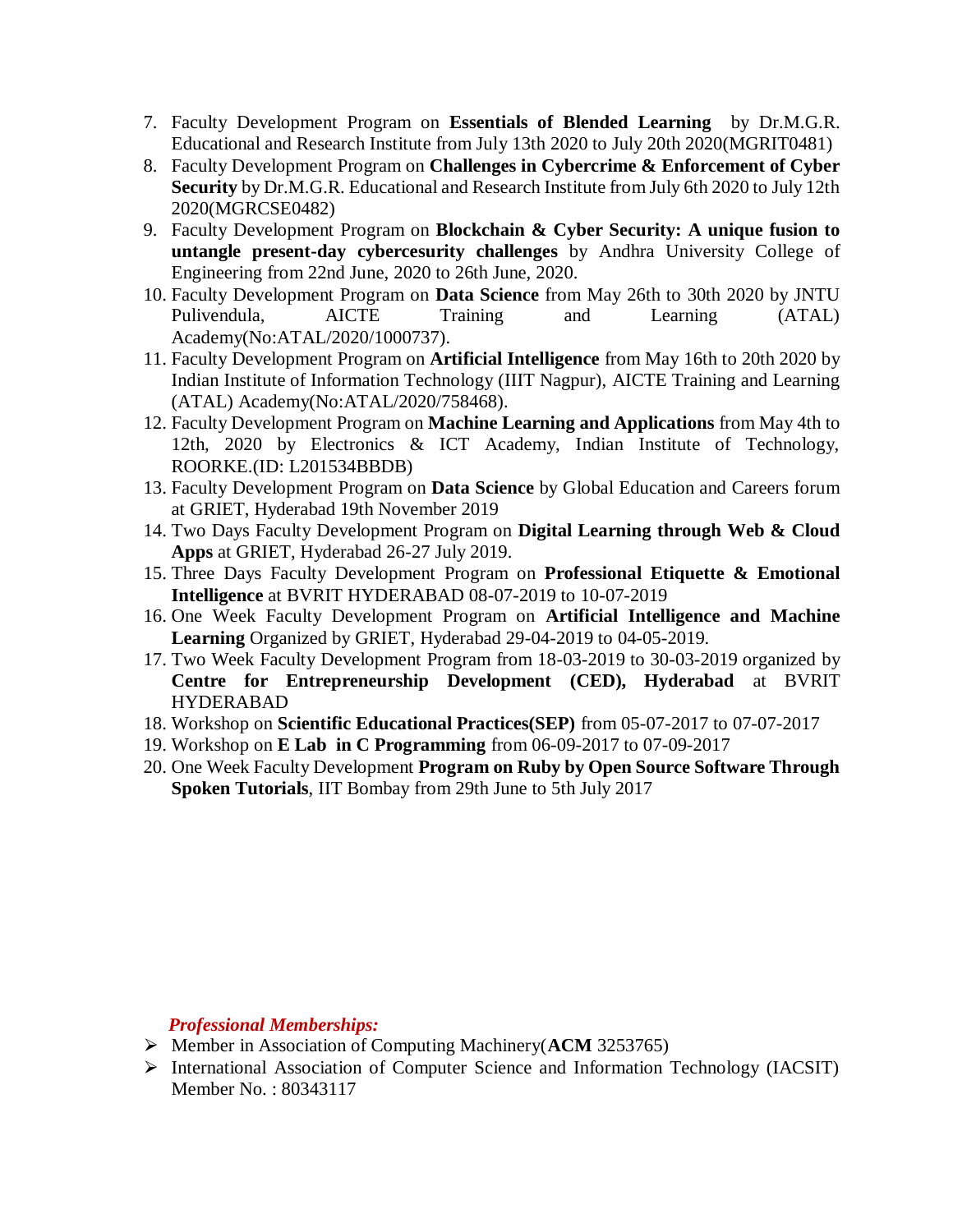7. Faculty Development Program on **Essentials of Blended Learning** by Dr.M.G.R. Educational and Research Institute from July 13th 2020 to July 20th 2020(MGRIT0481)
8. Faculty Development Program on **Challenges in Cybercrime & Enforcement of Cyber Security** by Dr.M.G.R. Educational and Research Institute from July 6th 2020 to July 12th 2020(MGRCSE0482)
9. Faculty Development Program on **Blockchain & Cyber Security: A unique fusion to untangle present-day cybercesurity challenges** by Andhra University College of Engineering from 22nd June, 2020 to 26th June, 2020.
10. Faculty Development Program on **Data Science** from May 26th to 30th 2020 by JNTU Pulivendula, AICTE Training and Learning (ATAL) Academy(No:ATAL/2020/1000737).
11. Faculty Development Program on **Artificial Intelligence** from May 16th to 20th 2020 by Indian Institute of Information Technology (IIIT Nagpur), AICTE Training and Learning (ATAL) Academy(No:ATAL/2020/758468).
12. Faculty Development Program on **Machine Learning and Applications** from May 4th to 12th, 2020 by Electronics & ICT Academy, Indian Institute of Technology, ROORKE.(ID: L201534BBDB)
13. Faculty Development Program on **Data Science** by Global Education and Careers forum at GRIET, Hyderabad 19th November 2019
14. Two Days Faculty Development Program on **Digital Learning through Web & Cloud Apps** at GRIET, Hyderabad 26-27 July 2019.
15. Three Days Faculty Development Program on **Professional Etiquette & Emotional Intelligence** at BVRIT HYDERABAD 08-07-2019 to 10-07-2019
16. One Week Faculty Development Program on **Artificial Intelligence and Machine Learning** Organized by GRIET, Hyderabad 29-04-2019 to 04-05-2019.
17. Two Week Faculty Development Program from 18-03-2019 to 30-03-2019 organized by **Centre for Entrepreneurship Development (CED), Hyderabad** at BVRIT HYDERABAD
18. Workshop on **Scientific Educational Practices(SEP)** from 05-07-2017 to 07-07-2017
19. Workshop on **E Lab in C Programming** from 06-09-2017 to 07-09-2017
20. One Week Faculty Development **Program on Ruby by Open Source Software Through Spoken Tutorials**, IIT Bombay from 29th June to 5th July 2017

***Professional Memberships:***

- Member in Association of Computing Machinery(**ACM** 3253765)
- International Association of Computer Science and Information Technology (IACSIT) Member No. : 80343117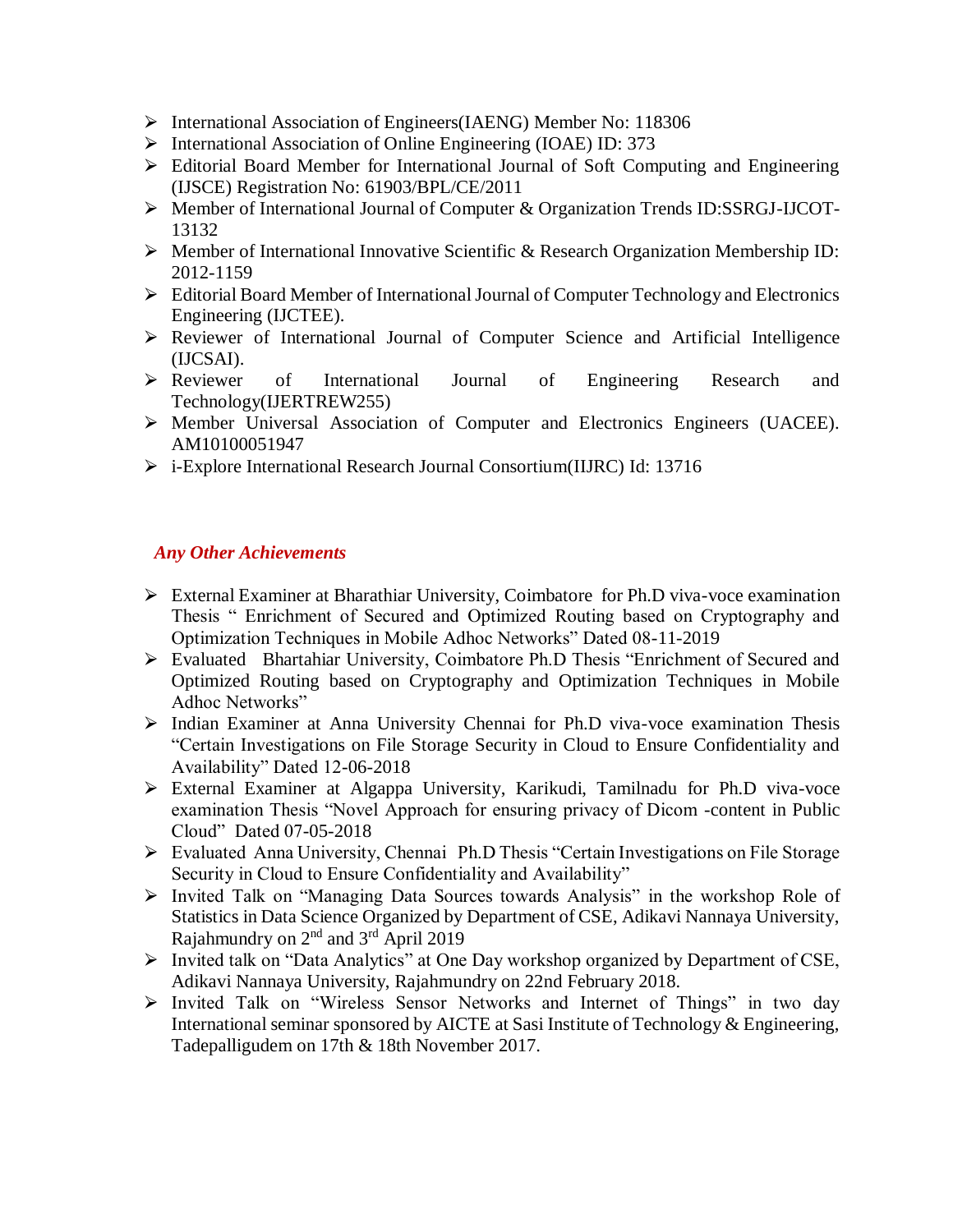- International Association of Engineers(IAENG) Member No: 118306
- International Association of Online Engineering (IOAE) ID: 373
- Editorial Board Member for International Journal of Soft Computing and Engineering (IJSCE) Registration No: 61903/BPL/CE/2011
- Member of International Journal of Computer & Organization Trends ID:SSRGJ-IJCOT-13132
- Member of International Innovative Scientific & Research Organization Membership ID: 2012-1159
- Editorial Board Member of International Journal of Computer Technology and Electronics Engineering (IJCTEE).
- Reviewer of International Journal of Computer Science and Artificial Intelligence (IJCSAI).
- Reviewer of International Journal of Engineering Research and Technology(IJERTREW255)
- Member Universal Association of Computer and Electronics Engineers (UACEE). AM10100051947
- i-Explore International Research Journal Consortium(IIJRC) Id: 13716

### *Any Other Achievements*

- External Examiner at Bharathiar University, Coimbatore for Ph.D viva-voce examination Thesis " Enrichment of Secured and Optimized Routing based on Cryptography and Optimization Techniques in Mobile Adhoc Networks" Dated 08-11-2019
- Evaluated Bhartahiar University, Coimbatore Ph.D Thesis "Enrichment of Secured and Optimized Routing based on Cryptography and Optimization Techniques in Mobile Adhoc Networks"
- Indian Examiner at Anna University Chennai for Ph.D viva-voce examination Thesis "Certain Investigations on File Storage Security in Cloud to Ensure Confidentiality and Availability" Dated 12-06-2018
- External Examiner at Algappa University, Karikudi, Tamilnadu for Ph.D viva-voce examination Thesis "Novel Approach for ensuring privacy of Dicom -content in Public Cloud" Dated 07-05-2018
- Evaluated Anna University, Chennai Ph.D Thesis "Certain Investigations on File Storage Security in Cloud to Ensure Confidentiality and Availability"
- Invited Talk on "Managing Data Sources towards Analysis" in the workshop Role of Statistics in Data Science Organized by Department of CSE, Adikavi Nannaya University, Rajahmundry on 2nd and 3rd April 2019
- Invited talk on "Data Analytics" at One Day workshop organized by Department of CSE, Adikavi Nannaya University, Rajahmundry on 22nd February 2018.
- Invited Talk on "Wireless Sensor Networks and Internet of Things" in two day International seminar sponsored by AICTE at Sasi Institute of Technology & Engineering, Tadepalligudem on 17th & 18th November 2017.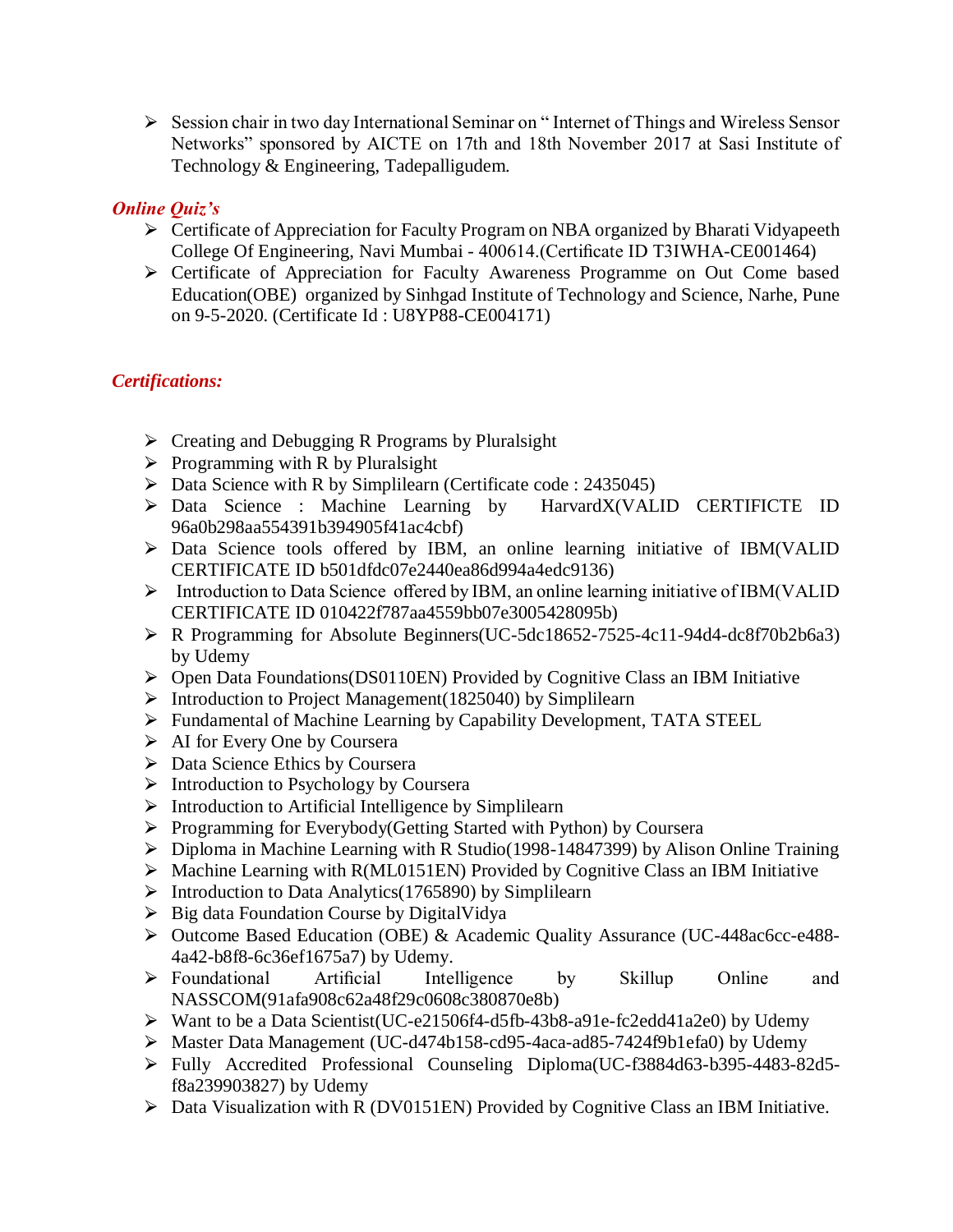- Session chair in two day International Seminar on " Internet of Things and Wireless Sensor Networks" sponsored by AICTE on 17th and 18th November 2017 at Sasi Institute of Technology & Engineering, Tadepalligudem.

***Online Quiz's***

- Certificate of Appreciation for Faculty Program on NBA organized by Bharati Vidyapeeth College Of Engineering, Navi Mumbai - 400614.(Certificate ID T3IWHA-CE001464)
- Certificate of Appreciation for Faculty Awareness Programme on Out Come based Education(OBE) organized by Sinhgad Institute of Technology and Science, Narhe, Pune on 9-5-2020. (Certificate Id : U8YP88-CE004171)

***Certifications:***

- Creating and Debugging R Programs by Pluralsight
- Programming with R by Pluralsight
- Data Science with R by Simplilearn (Certificate code : 2435045)
- Data Science : Machine Learning by HarvardX(VALID CERTIFICTE ID 96a0b298aa554391b394905f41ac4cbf)
- Data Science tools offered by IBM, an online learning initiative of IBM(VALID CERTIFICATE ID b501dfdc07e2440ea86d994a4edc9136)
- Introduction to Data Science offered by IBM, an online learning initiative of IBM(VALID CERTIFICATE ID 010422f787aa4559bb07e3005428095b)
- R Programming for Absolute Beginners(UC-5dc18652-7525-4c11-94d4-dc8f70b2b6a3) by Udemy
- Open Data Foundations(DS0110EN) Provided by Cognitive Class an IBM Initiative
- Introduction to Project Management(1825040) by Simplilearn
- Fundamental of Machine Learning by Capability Development, TATA STEEL
- AI for Every One by Coursera
- Data Science Ethics by Coursera
- Introduction to Psychology by Coursera
- Introduction to Artificial Intelligence by Simplilearn
- Programming for Everybody(Getting Started with Python) by Coursera
- Diploma in Machine Learning with R Studio(1998-14847399) by Alison Online Training
- Machine Learning with R(ML0151EN) Provided by Cognitive Class an IBM Initiative
- Introduction to Data Analytics(1765890) by Simplilearn
- Big data Foundation Course by DigitalVidya
- Outcome Based Education (OBE) & Academic Quality Assurance (UC-448ac6cc-e488-4a42-b8f8-6c36ef1675a7) by Udemy.
- Foundational Artificial Intelligence by Skillup Online and NASSCOM(91afa908c62a48f29c0608c380870e8b)
- Want to be a Data Scientist(UC-e21506f4-d5fb-43b8-a91e-fc2edd41a2e0) by Udemy
- Master Data Management (UC-d474b158-cd95-4aca-ad85-7424f9b1efa0) by Udemy
- Fully Accredited Professional Counseling Diploma(UC-f3884d63-b395-4483-82d5-f8a239903827) by Udemy
- Data Visualization with R (DV0151EN) Provided by Cognitive Class an IBM Initiative.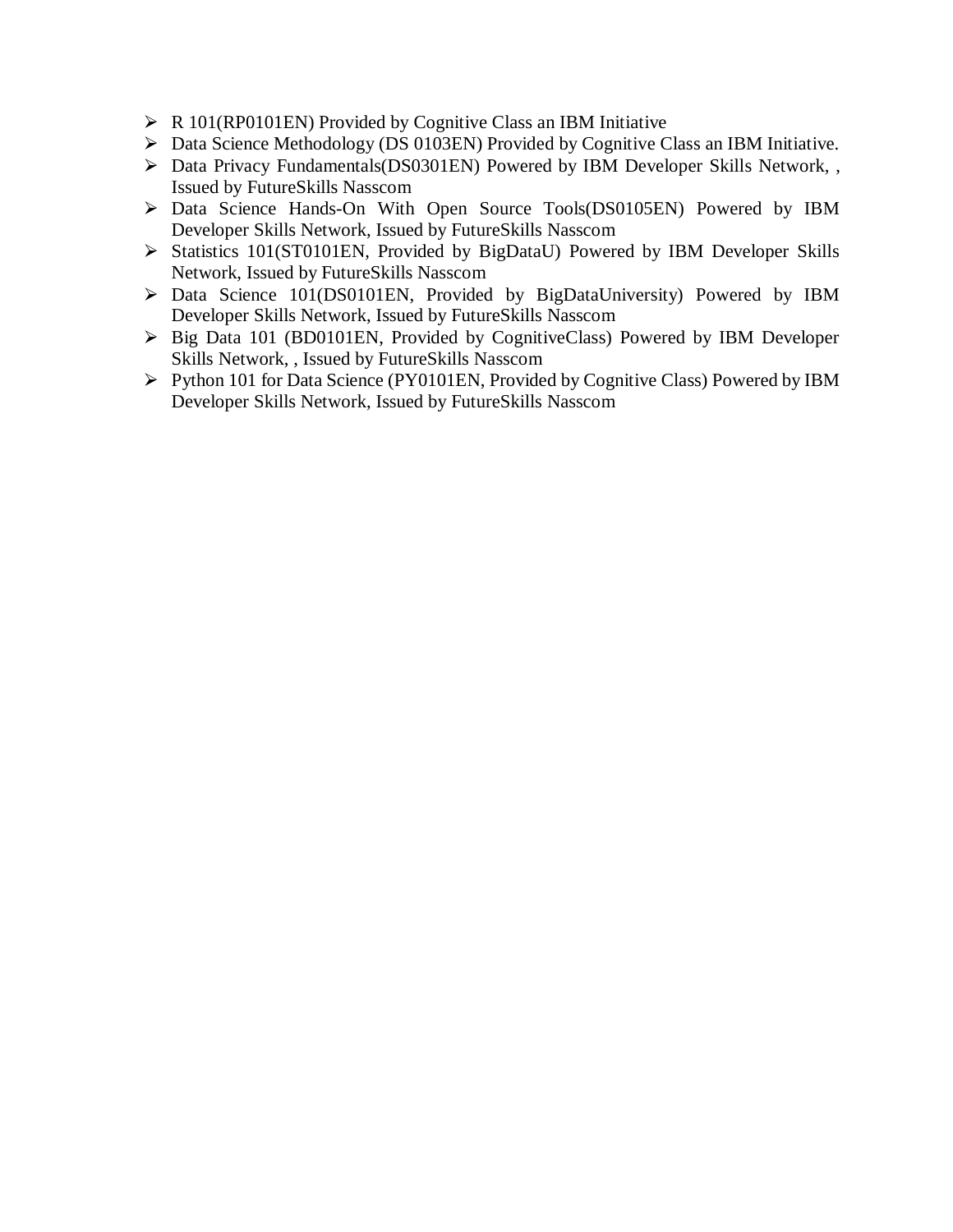- R 101(RP0101EN) Provided by Cognitive Class an IBM Initiative
- Data Science Methodology (DS 0103EN) Provided by Cognitive Class an IBM Initiative.
- Data Privacy Fundamentals(DS0301EN) Powered by IBM Developer Skills Network, , Issued by FutureSkills Nasscom
- Data Science Hands-On With Open Source Tools(DS0105EN) Powered by IBM Developer Skills Network, Issued by FutureSkills Nasscom
- Statistics 101(ST0101EN, Provided by BigDataU) Powered by IBM Developer Skills Network, Issued by FutureSkills Nasscom
- Data Science 101(DS0101EN, Provided by BigDataUniversity) Powered by IBM Developer Skills Network, Issued by FutureSkills Nasscom
- Big Data 101 (BD0101EN, Provided by CognitiveClass) Powered by IBM Developer Skills Network, , Issued by FutureSkills Nasscom
- Python 101 for Data Science (PY0101EN, Provided by Cognitive Class) Powered by IBM Developer Skills Network, Issued by FutureSkills Nasscom